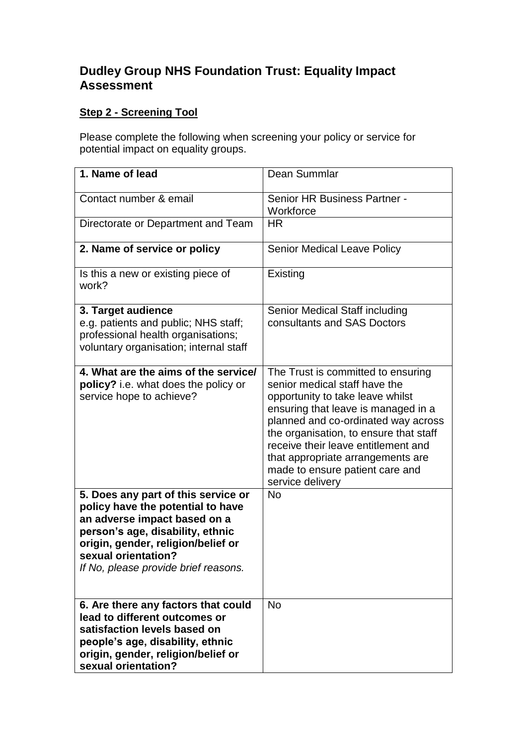# Dudley Group NHS Foundation Trust: Equality Impact Assessment

## Step 2 - Screening Tool

Please complete the following when screening your policy or service for potential impact on equality groups.

| | |
|---|---|
| **1. Name of lead** | Dean Summlar |
| Contact number & email | Senior HR Business Partner - Workforce |
| Directorate or Department and Team | HR |
| **2. Name of service or policy** | Senior Medical Leave Policy |
| Is this a new or existing piece of work? | Existing |
| **3. Target audience** e.g. patients and public; NHS staff; professional health organisations; voluntary organisation; internal staff | Senior Medical Staff including consultants and SAS Doctors |
| **4. What are the aims of the service/ policy?** i.e. what does the policy or service hope to achieve? | The Trust is committed to ensuring senior medical staff have the opportunity to take leave whilst ensuring that leave is managed in a planned and co-ordinated way across the organisation, to ensure that staff receive their leave entitlement and that appropriate arrangements are made to ensure patient care and service delivery |
| **5. Does any part of this service or policy have the potential to have an adverse impact based on a person's age, disability, ethnic origin, gender, religion/belief or sexual orientation?** *If No, please provide brief reasons.* | No |
| **6. Are there any factors that could lead to different outcomes or satisfaction levels based on people's age, disability, ethnic origin, gender, religion/belief or sexual orientation?** | No |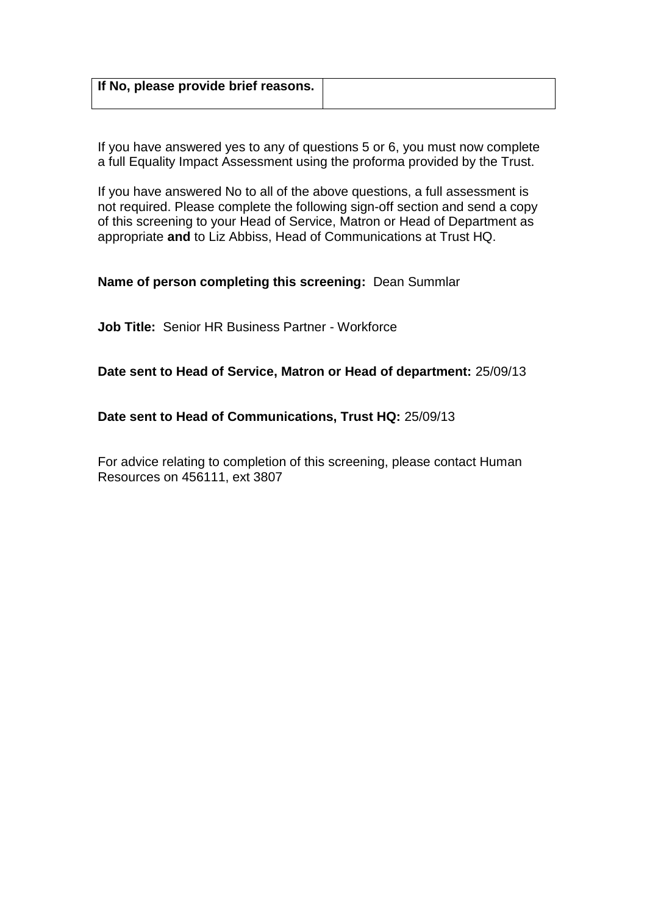| | |
|---|---|
| **If No, please provide brief reasons.** | |

If you have answered yes to any of questions 5 or 6, you must now complete a full Equality Impact Assessment using the proforma provided by the Trust.

If you have answered No to all of the above questions, a full assessment is not required. Please complete the following sign-off section and send a copy of this screening to your Head of Service, Matron or Head of Department as appropriate **and** to Liz Abbiss, Head of Communications at Trust HQ.

**Name of person completing this screening:** Dean Summlar

**Job Title:** Senior HR Business Partner - Workforce

**Date sent to Head of Service, Matron or Head of department:** 25/09/13

**Date sent to Head of Communications, Trust HQ:** 25/09/13

For advice relating to completion of this screening, please contact Human Resources on 456111, ext 3807